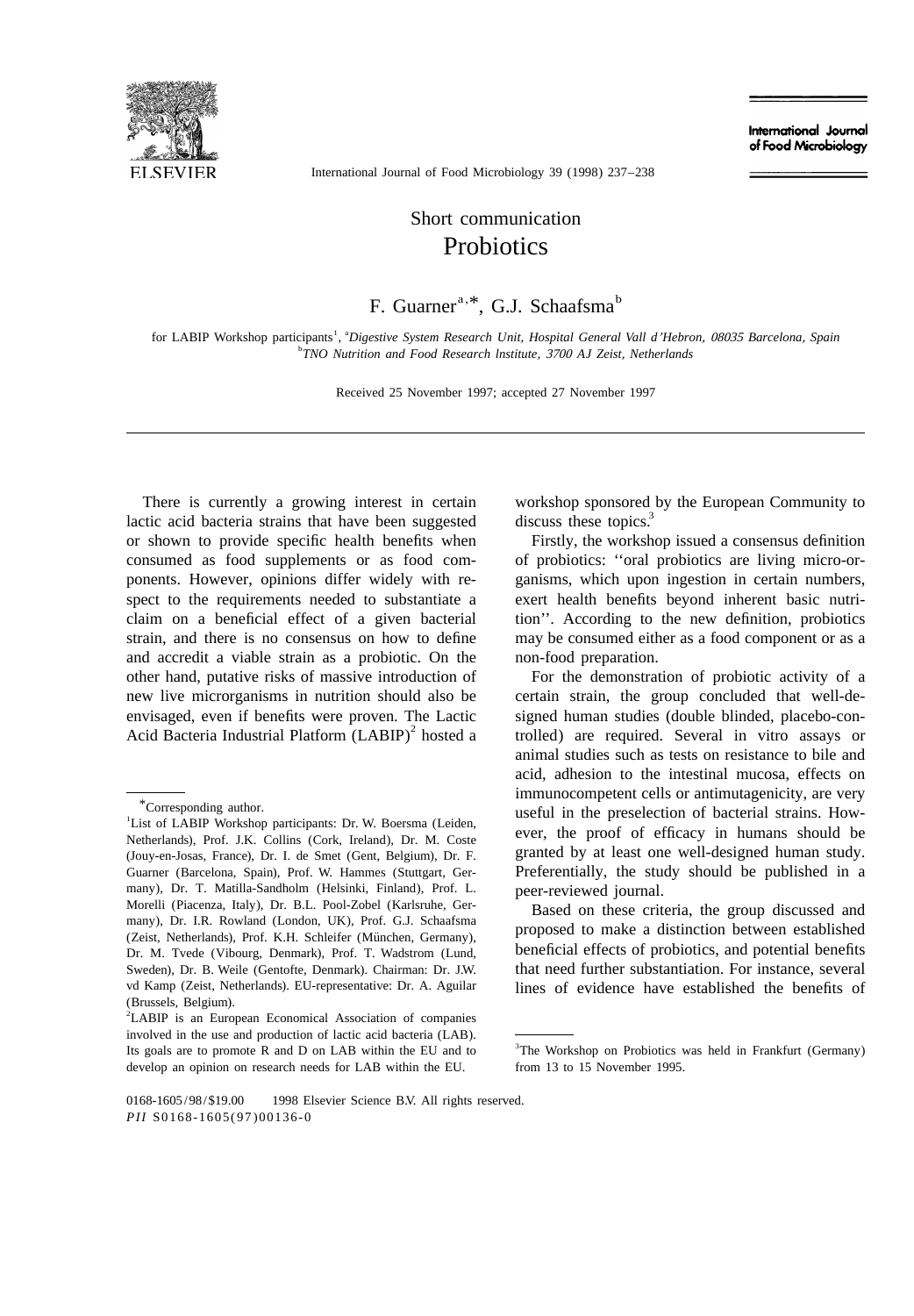Short communication

# Probiotics

F. Guarner[a,*], G.J. Schaafsma[b]

for LABIP Workshop participants[1], [a]*Digestive System Research Unit, Hospital General Vall d'Hebron, 08035 Barcelona, Spain*
[b]*TNO Nutrition and Food Research Institute, 3700 AJ Zeist, Netherlands*

Received 25 November 1997; accepted 27 November 1997

---

There is currently a growing interest in certain lactic acid bacteria strains that have been suggested or shown to provide specific health benefits when consumed as food supplements or as food components. However, opinions differ widely with respect to the requirements needed to substantiate a claim on a beneficial effect of a given bacterial strain, and there is no consensus on how to define and accredit a viable strain as a probiotic. On the other hand, putative risks of massive introduction of new live microrganisms in nutrition should also be envisaged, even if benefits were proven. The Lactic Acid Bacteria Industrial Platform (LABIP)[2] hosted a workshop sponsored by the European Community to discuss these topics.[3]

Firstly, the workshop issued a consensus definition of probiotics: ''oral probiotics are living micro-organisms, which upon ingestion in certain numbers, exert health benefits beyond inherent basic nutrition''. According to the new definition, probiotics may be consumed either as a food component or as a non-food preparation.

For the demonstration of probiotic activity of a certain strain, the group concluded that well-designed human studies (double blinded, placebo-controlled) are required. Several in vitro assays or animal studies such as tests on resistance to bile and acid, adhesion to the intestinal mucosa, effects on immunocompetent cells or antimutagenicity, are very useful in the preselection of bacterial strains. However, the proof of efficacy in humans should be granted by at least one well-designed human study. Preferentially, the study should be published in a peer-reviewed journal.

Based on these criteria, the group discussed and proposed to make a distinction between established beneficial effects of probiotics, and potential benefits that need further substantiation. For instance, several lines of evidence have established the benefits of

---

*Corresponding author.

[1]List of LABIP Workshop participants: Dr. W. Boersma (Leiden, Netherlands), Prof. J.K. Collins (Cork, Ireland), Dr. M. Coste (Jouy-en-Josas, France), Dr. I. de Smet (Gent, Belgium), Dr. F. Guarner (Barcelona, Spain), Prof. W. Hammes (Stuttgart, Germany), Dr. T. Matilla-Sandholm (Helsinki, Finland), Prof. L. Morelli (Piacenza, Italy), Dr. B.L. Pool-Zobel (Karlsruhe, Germany), Dr. I.R. Rowland (London, UK), Prof. G.J. Schaafsma (Zeist, Netherlands), Prof. K.H. Schleifer (München, Germany), Dr. M. Tvede (Vibourg, Denmark), Prof. T. Wadstrom (Lund, Sweden), Dr. B. Weile (Gentofte, Denmark). Chairman: Dr. J.W. vd Kamp (Zeist, Netherlands). EU-representative: Dr. A. Aguilar (Brussels, Belgium).

[2]LABIP is an European Economical Association of companies involved in the use and production of lactic acid bacteria (LAB). Its goals are to promote R and D on LAB within the EU and to develop an opinion on research needs for LAB within the EU.

[3]The Workshop on Probiotics was held in Frankfurt (Germany) from 13 to 15 November 1995.

0168-1605/98/$19.00 © 1998 Elsevier Science B.V. All rights reserved.
*PII* S0168-1605(97)00136-0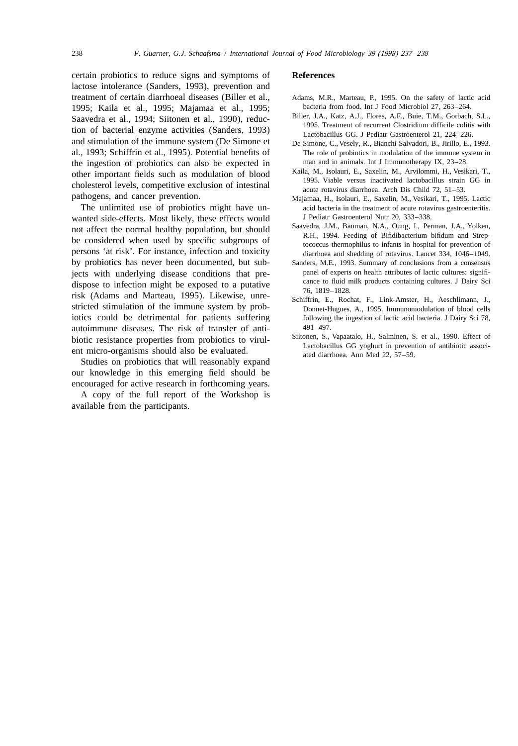certain probiotics to reduce signs and symptoms of lactose intolerance (Sanders, 1993), prevention and treatment of certain diarrhoeal diseases (Biller et al., 1995; Kaila et al., 1995; Majamaa et al., 1995; Saavedra et al., 1994; Siitonen et al., 1990), reduction of bacterial enzyme activities (Sanders, 1993) and stimulation of the immune system (De Simone et al., 1993; Schiffrin et al., 1995). Potential benefits of the ingestion of probiotics can also be expected in other important fields such as modulation of blood cholesterol levels, competitive exclusion of intestinal pathogens, and cancer prevention.

The unlimited use of probiotics might have unwanted side-effects. Most likely, these effects would not affect the normal healthy population, but should be considered when used by specific subgroups of persons 'at risk'. For instance, infection and toxicity by probiotics has never been documented, but subjects with underlying disease conditions that predispose to infection might be exposed to a putative risk (Adams and Marteau, 1995). Likewise, unrestricted stimulation of the immune system by probiotics could be detrimental for patients suffering autoimmune diseases. The risk of transfer of antibiotic resistance properties from probiotics to virulent micro-organisms should also be evaluated.

Studies on probiotics that will reasonably expand our knowledge in this emerging field should be encouraged for active research in forthcoming years.

A copy of the full report of the Workshop is available from the participants.

## References

Adams, M.R., Marteau, P., 1995. On the safety of lactic acid bacteria from food. Int J Food Microbiol 27, 263–264.

Biller, J.A., Katz, A.J., Flores, A.F., Buie, T.M., Gorbach, S.L., 1995. Treatment of recurrent Clostridium difficile colitis with Lactobacillus GG. J Pediatr Gastroenterol 21, 224–226.

De Simone, C., Vesely, R., Bianchi Salvadori, B., Jirillo, E., 1993. The role of probiotics in modulation of the immune system in man and in animals. Int J Immunotherapy IX, 23–28.

Kaila, M., Isolauri, E., Saxelin, M., Arvilommi, H., Vesikari, T., 1995. Viable versus inactivated lactobacillus strain GG in acute rotavirus diarrhoea. Arch Dis Child 72, 51–53.

Majamaa, H., Isolauri, E., Saxelin, M., Vesikari, T., 1995. Lactic acid bacteria in the treatment of acute rotavirus gastroenteritis. J Pediatr Gastroenterol Nutr 20, 333–338.

Saavedra, J.M., Bauman, N.A., Oung, I., Perman, J.A., Yolken, R.H., 1994. Feeding of Bifidibacterium bifidum and Streptococcus thermophilus to infants in hospital for prevention of diarrhoea and shedding of rotavirus. Lancet 334, 1046–1049.

Sanders, M.E., 1993. Summary of conclusions from a consensus panel of experts on health attributes of lactic cultures: significance to fluid milk products containing cultures. J Dairy Sci 76, 1819–1828.

Schiffrin, E., Rochat, F., Link-Amster, H., Aeschlimann, J., Donnet-Hugues, A., 1995. Immunomodulation of blood cells following the ingestion of lactic acid bacteria. J Dairy Sci 78, 491–497.

Siitonen, S., Vapaatalo, H., Salminen, S. et al., 1990. Effect of Lactobacillus GG yoghurt in prevention of antibiotic associated diarrhoea. Ann Med 22, 57–59.